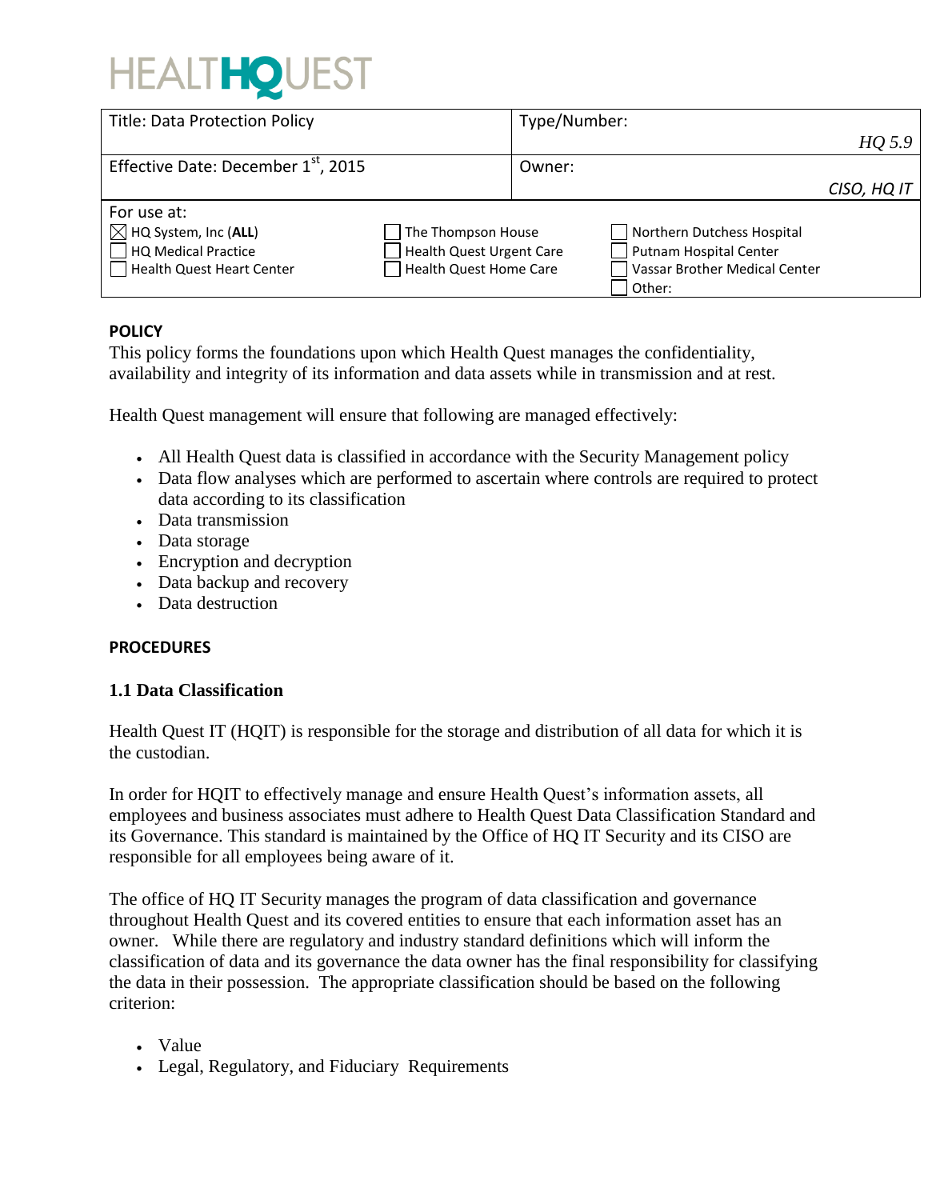HEALTHQUEST

| Title: Data Protection Policy | Type/Number: HQ 5.9 |
| --- | --- |
| Effective Date: December 1st, 2015 | Owner: CISO, HQ IT |

For use at:

| | | |
| --- | --- | --- |
| ☒ HQ System, Inc (**ALL**) | ☐ The Thompson House | ☐ Northern Dutchess Hospital |
| ☐ HQ Medical Practice | ☐ Health Quest Urgent Care | ☐ Putnam Hospital Center |
| ☐ Health Quest Heart Center | ☐ Health Quest Home Care | ☐ Vassar Brother Medical Center |
| | | ☐ Other: |

**POLICY**

This policy forms the foundations upon which Health Quest manages the confidentiality, availability and integrity of its information and data assets while in transmission and at rest.

Health Quest management will ensure that following are managed effectively:

- All Health Quest data is classified in accordance with the Security Management policy
- Data flow analyses which are performed to ascertain where controls are required to protect data according to its classification
- Data transmission
- Data storage
- Encryption and decryption
- Data backup and recovery
- Data destruction

**PROCEDURES**

**1.1 Data Classification**

Health Quest IT (HQIT) is responsible for the storage and distribution of all data for which it is the custodian.

In order for HQIT to effectively manage and ensure Health Quest's information assets, all employees and business associates must adhere to Health Quest Data Classification Standard and its Governance. This standard is maintained by the Office of HQ IT Security and its CISO are responsible for all employees being aware of it.

The office of HQ IT Security manages the program of data classification and governance throughout Health Quest and its covered entities to ensure that each information asset has an owner. While there are regulatory and industry standard definitions which will inform the classification of data and its governance the data owner has the final responsibility for classifying the data in their possession. The appropriate classification should be based on the following criterion:

- Value
- Legal, Regulatory, and Fiduciary Requirements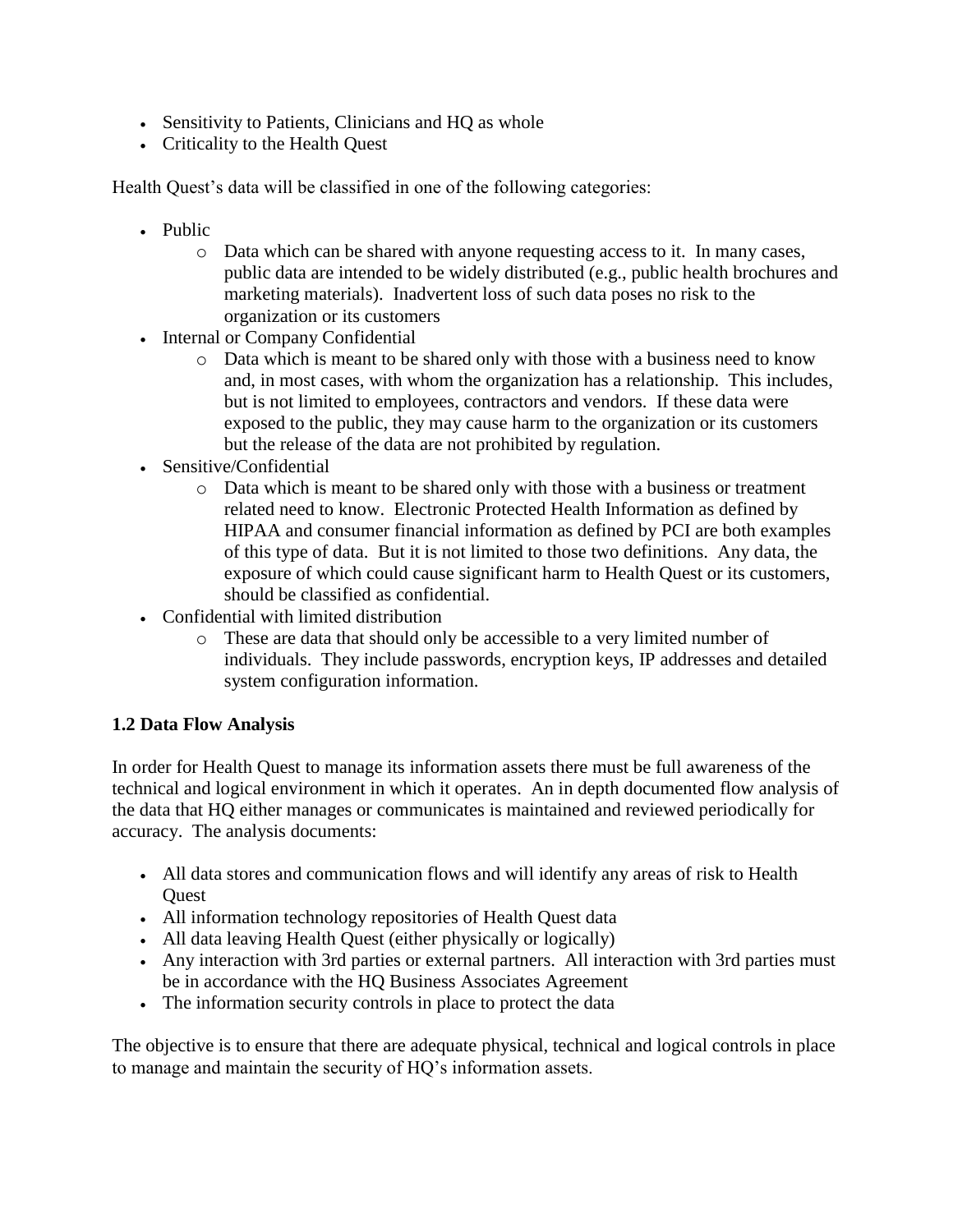- Sensitivity to Patients, Clinicians and HQ as whole
- Criticality to the Health Quest

Health Quest's data will be classified in one of the following categories:

- Public
  - Data which can be shared with anyone requesting access to it. In many cases, public data are intended to be widely distributed (e.g., public health brochures and marketing materials). Inadvertent loss of such data poses no risk to the organization or its customers
- Internal or Company Confidential
  - Data which is meant to be shared only with those with a business need to know and, in most cases, with whom the organization has a relationship. This includes, but is not limited to employees, contractors and vendors. If these data were exposed to the public, they may cause harm to the organization or its customers but the release of the data are not prohibited by regulation.
- Sensitive/Confidential
  - Data which is meant to be shared only with those with a business or treatment related need to know. Electronic Protected Health Information as defined by HIPAA and consumer financial information as defined by PCI are both examples of this type of data. But it is not limited to those two definitions. Any data, the exposure of which could cause significant harm to Health Quest or its customers, should be classified as confidential.
- Confidential with limited distribution
  - These are data that should only be accessible to a very limited number of individuals. They include passwords, encryption keys, IP addresses and detailed system configuration information.

**1.2 Data Flow Analysis**

In order for Health Quest to manage its information assets there must be full awareness of the technical and logical environment in which it operates. An in depth documented flow analysis of the data that HQ either manages or communicates is maintained and reviewed periodically for accuracy. The analysis documents:

- All data stores and communication flows and will identify any areas of risk to Health Quest
- All information technology repositories of Health Quest data
- All data leaving Health Quest (either physically or logically)
- Any interaction with 3rd parties or external partners. All interaction with 3rd parties must be in accordance with the HQ Business Associates Agreement
- The information security controls in place to protect the data

The objective is to ensure that there are adequate physical, technical and logical controls in place to manage and maintain the security of HQ's information assets.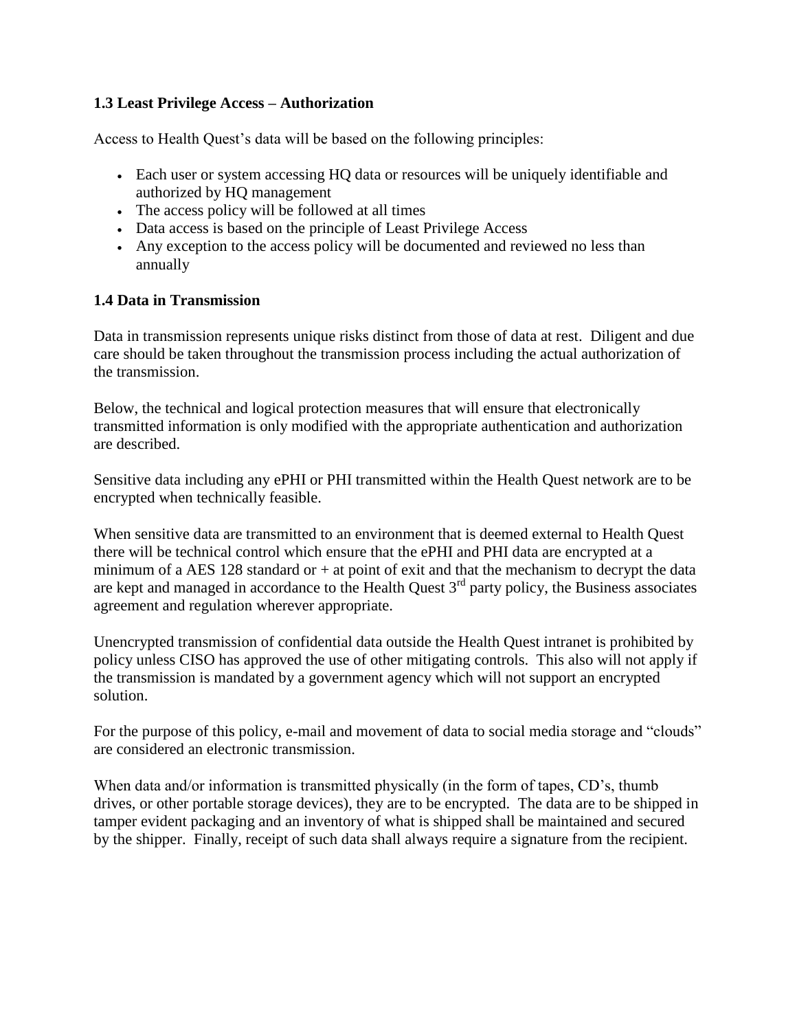### 1.3 Least Privilege Access – Authorization

Access to Health Quest's data will be based on the following principles:

- Each user or system accessing HQ data or resources will be uniquely identifiable and authorized by HQ management
- The access policy will be followed at all times
- Data access is based on the principle of Least Privilege Access
- Any exception to the access policy will be documented and reviewed no less than annually

### 1.4 Data in Transmission

Data in transmission represents unique risks distinct from those of data at rest. Diligent and due care should be taken throughout the transmission process including the actual authorization of the transmission.

Below, the technical and logical protection measures that will ensure that electronically transmitted information is only modified with the appropriate authentication and authorization are described.

Sensitive data including any ePHI or PHI transmitted within the Health Quest network are to be encrypted when technically feasible.

When sensitive data are transmitted to an environment that is deemed external to Health Quest there will be technical control which ensure that the ePHI and PHI data are encrypted at a minimum of a AES 128 standard or + at point of exit and that the mechanism to decrypt the data are kept and managed in accordance to the Health Quest 3rd party policy, the Business associates agreement and regulation wherever appropriate.

Unencrypted transmission of confidential data outside the Health Quest intranet is prohibited by policy unless CISO has approved the use of other mitigating controls. This also will not apply if the transmission is mandated by a government agency which will not support an encrypted solution.

For the purpose of this policy, e-mail and movement of data to social media storage and "clouds" are considered an electronic transmission.

When data and/or information is transmitted physically (in the form of tapes, CD's, thumb drives, or other portable storage devices), they are to be encrypted. The data are to be shipped in tamper evident packaging and an inventory of what is shipped shall be maintained and secured by the shipper. Finally, receipt of such data shall always require a signature from the recipient.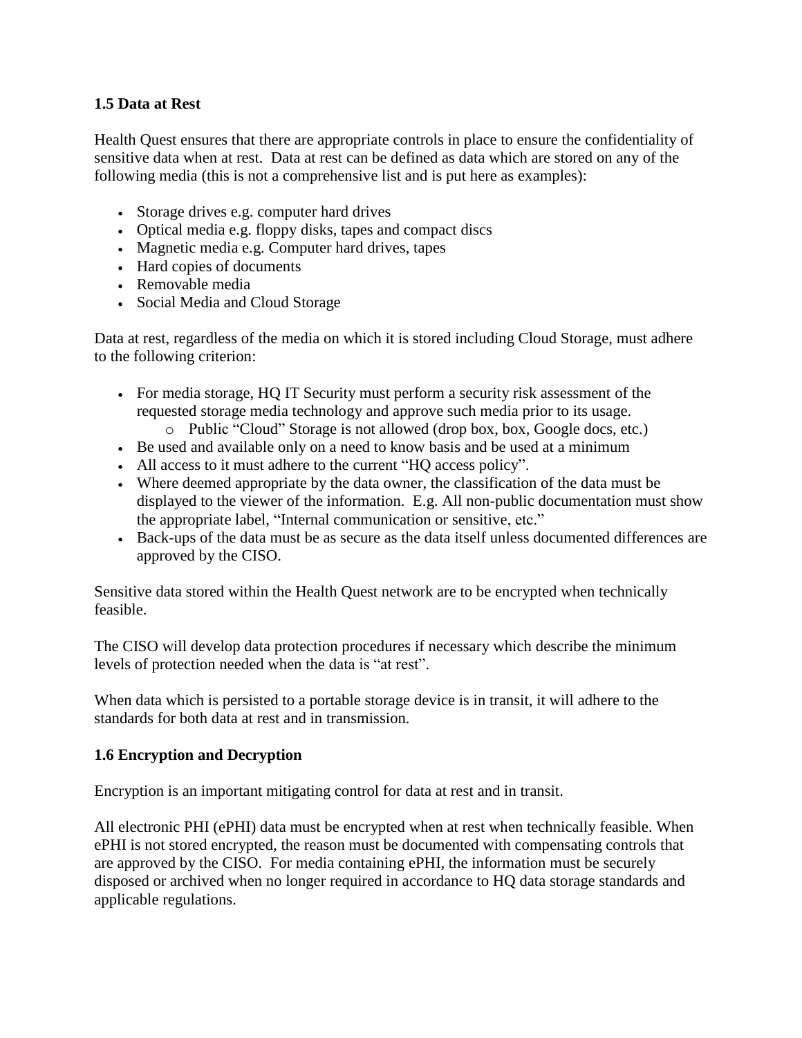### 1.5 Data at Rest

Health Quest ensures that there are appropriate controls in place to ensure the confidentiality of sensitive data when at rest. Data at rest can be defined as data which are stored on any of the following media (this is not a comprehensive list and is put here as examples):

- Storage drives e.g. computer hard drives
- Optical media e.g. floppy disks, tapes and compact discs
- Magnetic media e.g. Computer hard drives, tapes
- Hard copies of documents
- Removable media
- Social Media and Cloud Storage

Data at rest, regardless of the media on which it is stored including Cloud Storage, must adhere to the following criterion:

- For media storage, HQ IT Security must perform a security risk assessment of the requested storage media technology and approve such media prior to its usage.
  - Public "Cloud" Storage is not allowed (drop box, box, Google docs, etc.)
- Be used and available only on a need to know basis and be used at a minimum
- All access to it must adhere to the current "HQ access policy".
- Where deemed appropriate by the data owner, the classification of the data must be displayed to the viewer of the information. E.g. All non-public documentation must show the appropriate label, "Internal communication or sensitive, etc."
- Back-ups of the data must be as secure as the data itself unless documented differences are approved by the CISO.

Sensitive data stored within the Health Quest network are to be encrypted when technically feasible.

The CISO will develop data protection procedures if necessary which describe the minimum levels of protection needed when the data is "at rest".

When data which is persisted to a portable storage device is in transit, it will adhere to the standards for both data at rest and in transmission.

### 1.6 Encryption and Decryption

Encryption is an important mitigating control for data at rest and in transit.

All electronic PHI (ePHI) data must be encrypted when at rest when technically feasible. When ePHI is not stored encrypted, the reason must be documented with compensating controls that are approved by the CISO. For media containing ePHI, the information must be securely disposed or archived when no longer required in accordance to HQ data storage standards and applicable regulations.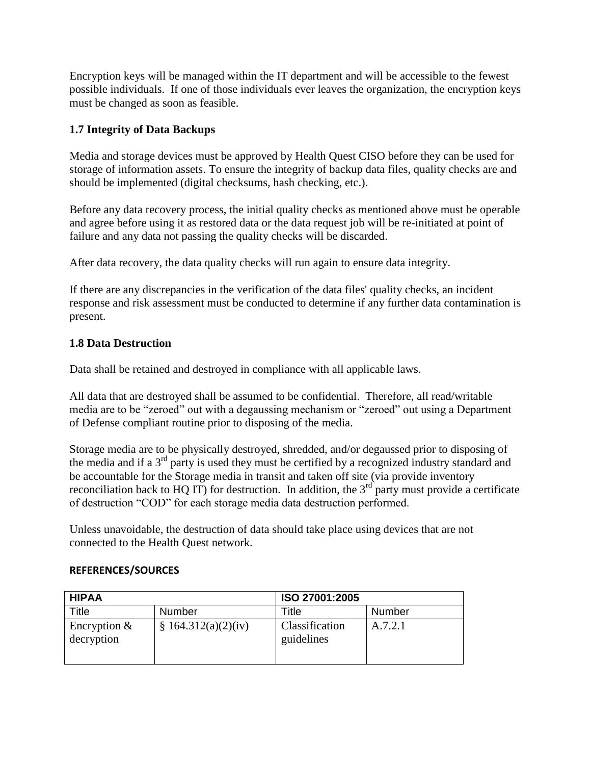Encryption keys will be managed within the IT department and will be accessible to the fewest possible individuals. If one of those individuals ever leaves the organization, the encryption keys must be changed as soon as feasible.

### 1.7 Integrity of Data Backups

Media and storage devices must be approved by Health Quest CISO before they can be used for storage of information assets. To ensure the integrity of backup data files, quality checks are and should be implemented (digital checksums, hash checking, etc.).

Before any data recovery process, the initial quality checks as mentioned above must be operable and agree before using it as restored data or the data request job will be re-initiated at point of failure and any data not passing the quality checks will be discarded.

After data recovery, the data quality checks will run again to ensure data integrity.

If there are any discrepancies in the verification of the data files' quality checks, an incident response and risk assessment must be conducted to determine if any further data contamination is present.

### 1.8 Data Destruction

Data shall be retained and destroyed in compliance with all applicable laws.

All data that are destroyed shall be assumed to be confidential. Therefore, all read/writable media are to be "zeroed" out with a degaussing mechanism or "zeroed" out using a Department of Defense compliant routine prior to disposing of the media.

Storage media are to be physically destroyed, shredded, and/or degaussed prior to disposing of the media and if a 3rd party is used they must be certified by a recognized industry standard and be accountable for the Storage media in transit and taken off site (via provide inventory reconciliation back to HQ IT) for destruction. In addition, the 3rd party must provide a certificate of destruction "COD" for each storage media data destruction performed.

Unless unavoidable, the destruction of data should take place using devices that are not connected to the Health Quest network.

**REFERENCES/SOURCES**

| HIPAA | | ISO 27001:2005 | |
|---|---|---|---|
| Title | Number | Title | Number |
| Encryption & decryption | § 164.312(a)(2)(iv) | Classification guidelines | A.7.2.1 |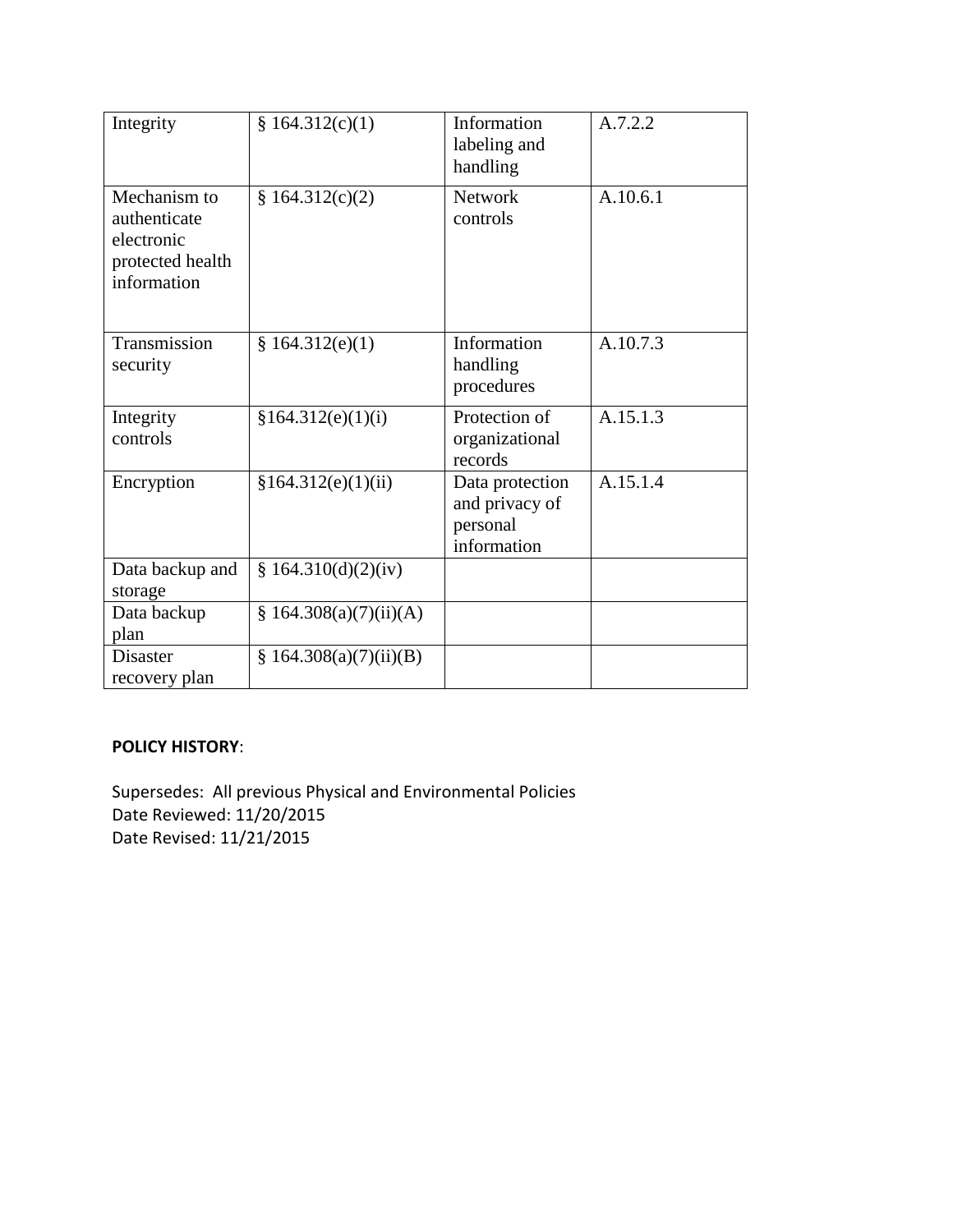| | | | |
|---|---|---|---|
| Integrity | § 164.312(c)(1) | Information labeling and handling | A.7.2.2 |
| Mechanism to authenticate electronic protected health information | § 164.312(c)(2) | Network controls | A.10.6.1 |
| Transmission security | § 164.312(e)(1) | Information handling procedures | A.10.7.3 |
| Integrity controls | §164.312(e)(1)(i) | Protection of organizational records | A.15.1.3 |
| Encryption | §164.312(e)(1)(ii) | Data protection and privacy of personal information | A.15.1.4 |
| Data backup and storage | § 164.310(d)(2)(iv) | | |
| Data backup plan | § 164.308(a)(7)(ii)(A) | | |
| Disaster recovery plan | § 164.308(a)(7)(ii)(B) | | |

**POLICY HISTORY**:

Supersedes: All previous Physical and Environmental Policies
Date Reviewed: 11/20/2015
Date Revised: 11/21/2015